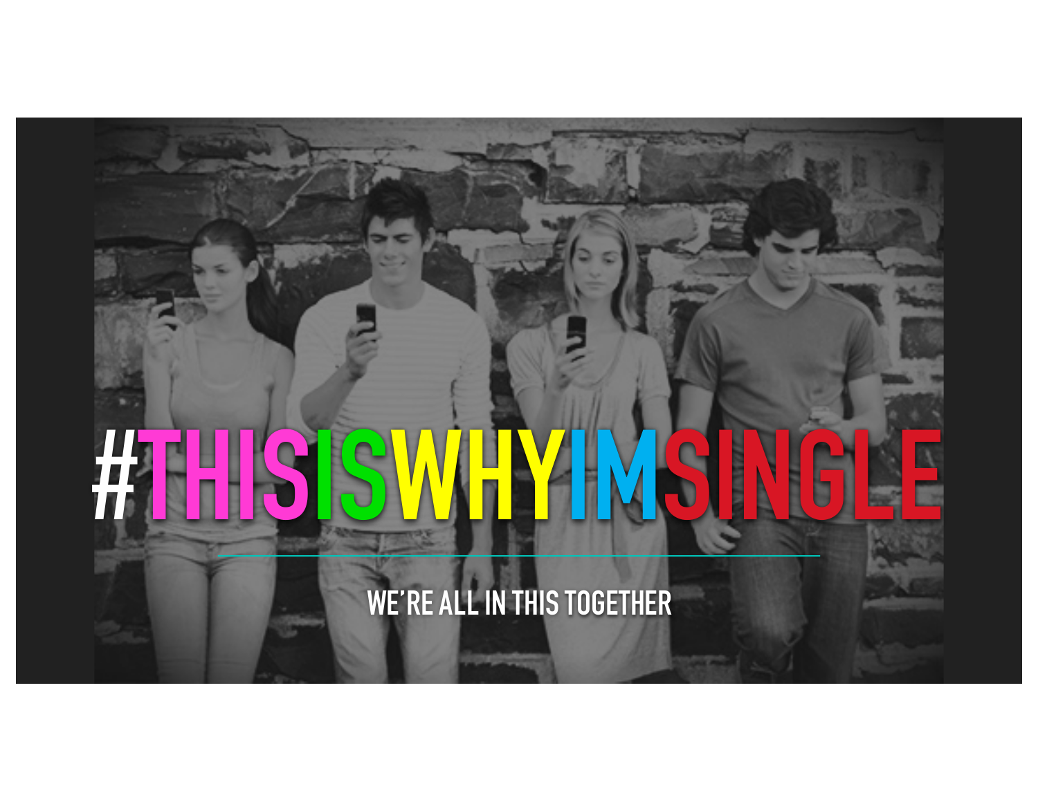# #THISISWHYIMSINGLE

WE'RE ALL IN THIS TOGETHER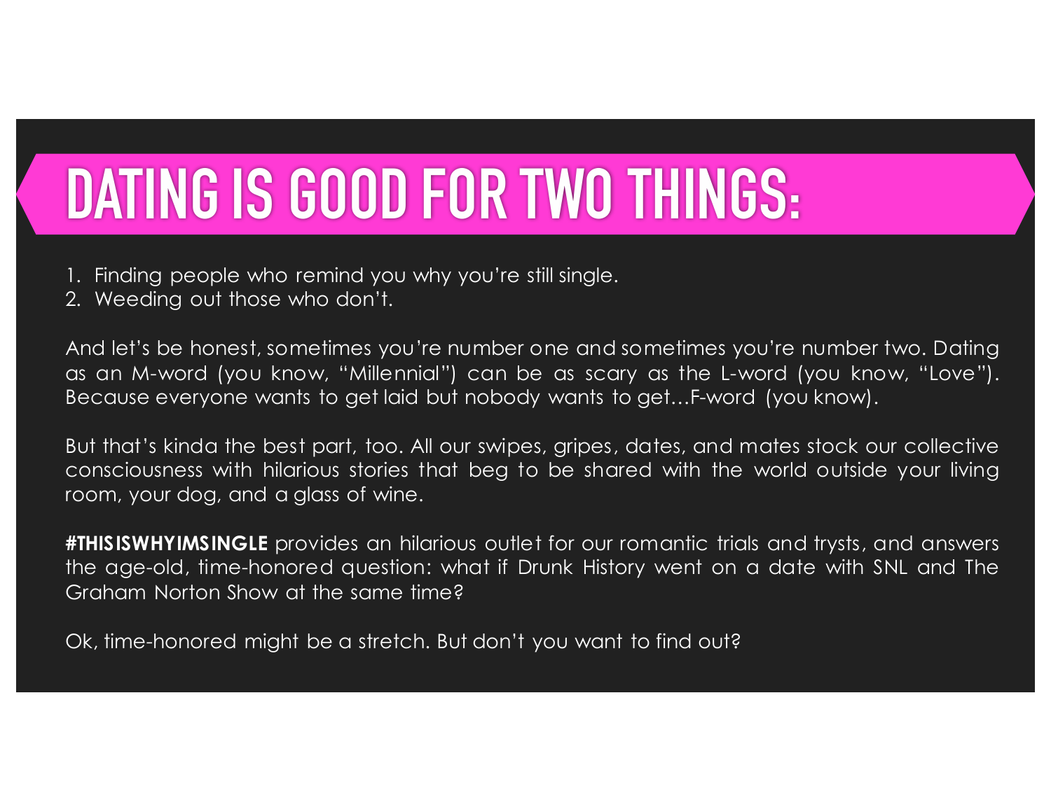# DATING IS GOOD FOR TWO THINGS:

1. Finding people who remind you why you're still single.
2. Weeding out those who don't.

And let's be honest, sometimes you're number one and sometimes you're number two. Dating as an M-word (you know, "Millennial") can be as scary as the L-word (you know, "Love"). Because everyone wants to get laid but nobody wants to get…F-word (you know).

But that's kinda the best part, too. All our swipes, gripes, dates, and mates stock our collective consciousness with hilarious stories that beg to be shared with the world outside your living room, your dog, and a glass of wine.

**#THISISWHYIMSINGLE** provides an hilarious outlet for our romantic trials and trysts, and answers the age-old, time-honored question: what if Drunk History went on a date with SNL and The Graham Norton Show at the same time?

Ok, time-honored might be a stretch. But don't you want to find out?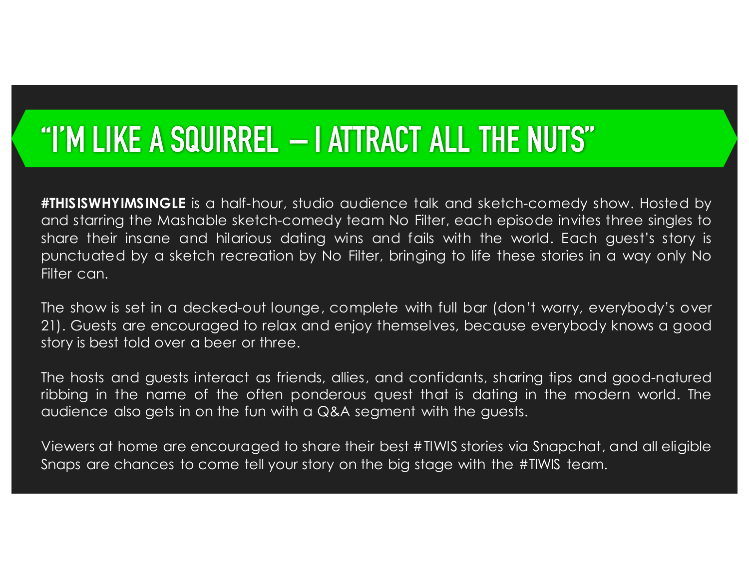# "I'M LIKE A SQUIRREL – I ATTRACT ALL THE NUTS"

**#THISISWHYIMSINGLE** is a half-hour, studio audience talk and sketch-comedy show. Hosted by and starring the Mashable sketch-comedy team No Filter, each episode invites three singles to share their insane and hilarious dating wins and fails with the world. Each guest's story is punctuated by a sketch recreation by No Filter, bringing to life these stories in a way only No Filter can.

The show is set in a decked-out lounge, complete with full bar (don't worry, everybody's over 21). Guests are encouraged to relax and enjoy themselves, because everybody knows a good story is best told over a beer or three.

The hosts and guests interact as friends, allies, and confidants, sharing tips and good-natured ribbing in the name of the often ponderous quest that is dating in the modern world. The audience also gets in on the fun with a Q&A segment with the guests.

Viewers at home are encouraged to share their best #TIWIS stories via Snapchat, and all eligible Snaps are chances to come tell your story on the big stage with the #TIWIS team.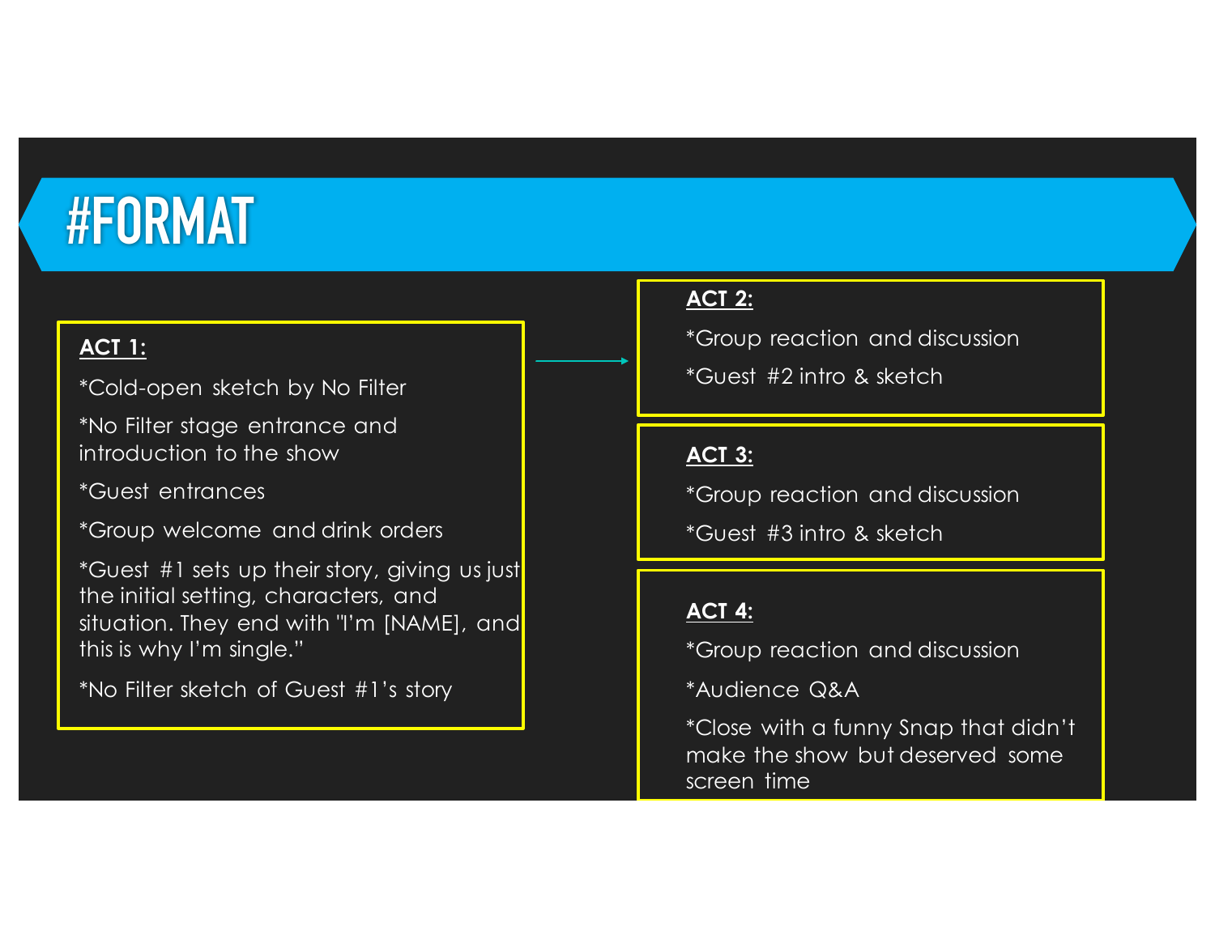# #FORMAT

**ACT 1:**

*Cold-open sketch by No Filter

*No Filter stage entrance and introduction to the show

*Guest entrances

*Group welcome and drink orders

*Guest #1 sets up their story, giving us just the initial setting, characters, and situation. They end with "I'm [NAME], and this is why I'm single."

*No Filter sketch of Guest #1's story

**ACT 2:**

*Group reaction and discussion

*Guest #2 intro & sketch

**ACT 3:**

*Group reaction and discussion

*Guest #3 intro & sketch

**ACT 4:**

*Group reaction and discussion

*Audience Q&A

*Close with a funny Snap that didn't make the show but deserved some screen time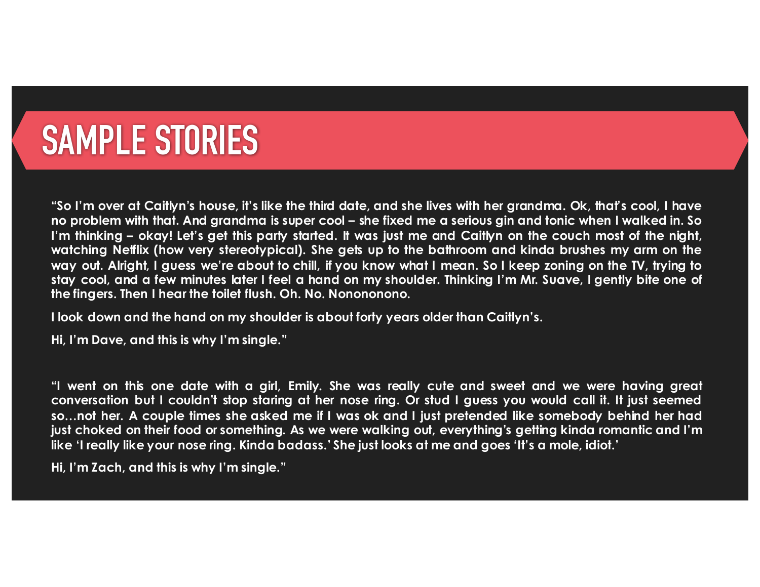# SAMPLE STORIES

**"So I'm over at Caitlyn's house, it's like the third date, and she lives with her grandma. Ok, that's cool, I have no problem with that. And grandma is super cool – she fixed me a serious gin and tonic when I walked in. So I'm thinking – okay! Let's get this party started. It was just me and Caitlyn on the couch most of the night, watching Netflix (how very stereotypical). She gets up to the bathroom and kinda brushes my arm on the way out. Alright, I guess we're about to chill, if you know what I mean. So I keep zoning on the TV, trying to stay cool, and a few minutes later I feel a hand on my shoulder. Thinking I'm Mr. Suave, I gently bite one of the fingers. Then I hear the toilet flush. Oh. No. Nononononono.**

**I look down and the hand on my shoulder is about forty years older than Caitlyn's.**

**Hi, I'm Dave, and this is why I'm single."**

**"I went on this one date with a girl, Emily. She was really cute and sweet and we were having great conversation but I couldn't stop staring at her nose ring. Or stud I guess you would call it. It just seemed so…not her. A couple times she asked me if I was ok and I just pretended like somebody behind her had just choked on their food or something. As we were walking out, everything's getting kinda romantic and I'm like 'I really like your nose ring. Kinda badass.' She just looks at me and goes 'It's a mole, idiot.'**

**Hi, I'm Zach, and this is why I'm single."**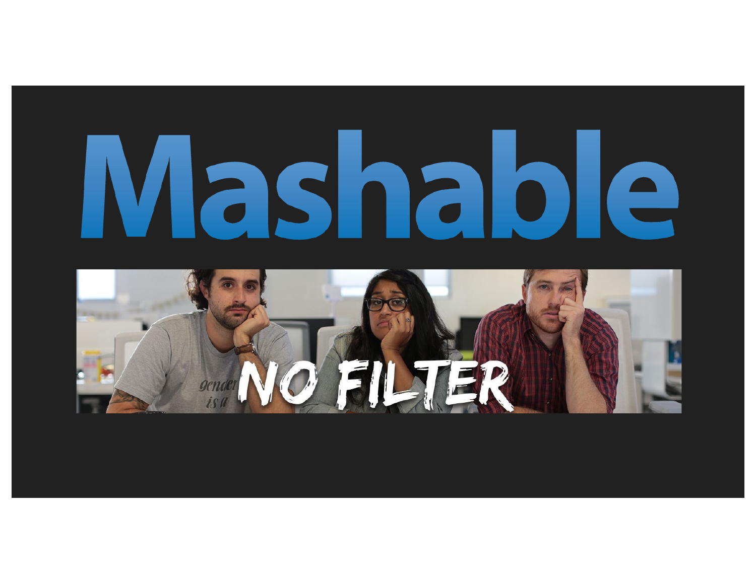# Mashable

NO FILTER